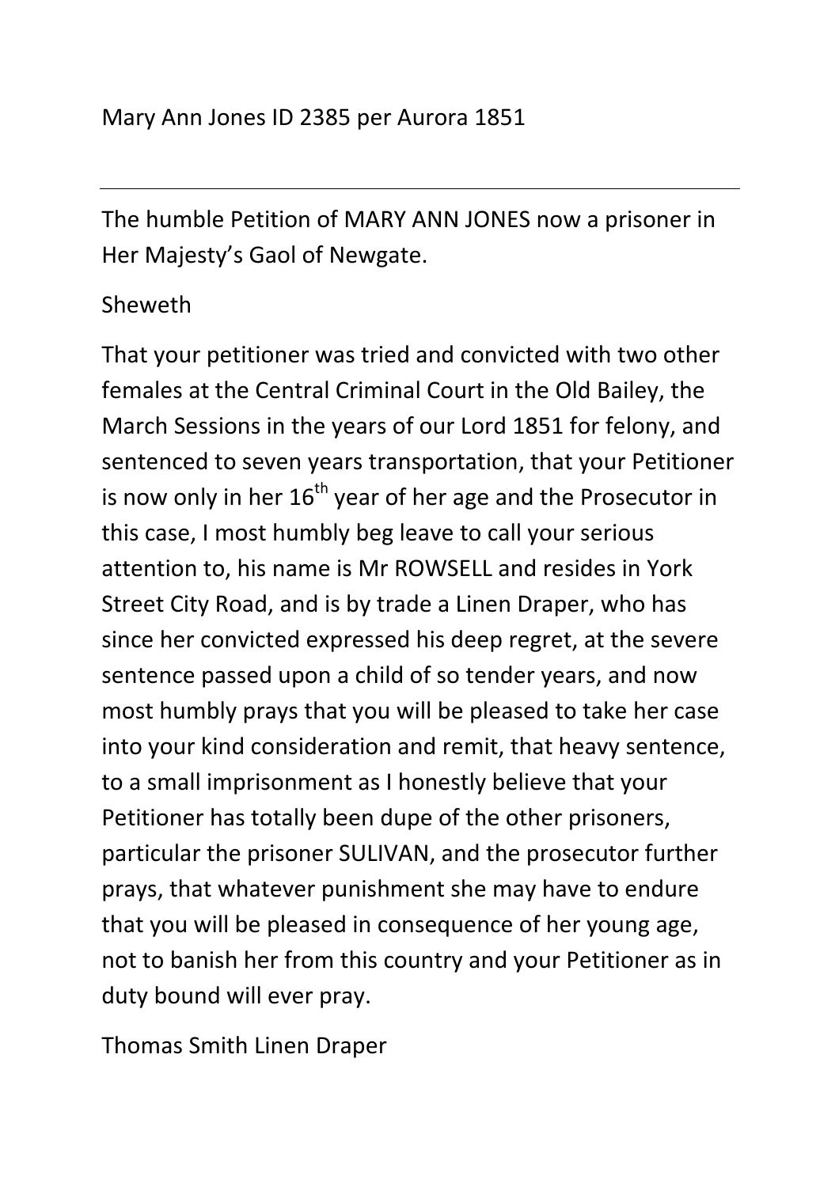Mary Ann Jones ID 2385 per Aurora 1851

---

The humble Petition of MARY ANN JONES now a prisoner in Her Majesty's Gaol of Newgate.

Sheweth

That your petitioner was tried and convicted with two other females at the Central Criminal Court in the Old Bailey, the March Sessions in the years of our Lord 1851 for felony, and sentenced to seven years transportation, that your Petitioner is now only in her 16th year of her age and the Prosecutor in this case, I most humbly beg leave to call your serious attention to, his name is Mr ROWSELL and resides in York Street City Road, and is by trade a Linen Draper, who has since her convicted expressed his deep regret, at the severe sentence passed upon a child of so tender years, and now most humbly prays that you will be pleased to take her case into your kind consideration and remit, that heavy sentence, to a small imprisonment as I honestly believe that your Petitioner has totally been dupe of the other prisoners, particular the prisoner SULIVAN, and the prosecutor further prays, that whatever punishment she may have to endure that you will be pleased in consequence of her young age, not to banish her from this country and your Petitioner as in duty bound will ever pray.

Thomas Smith Linen Draper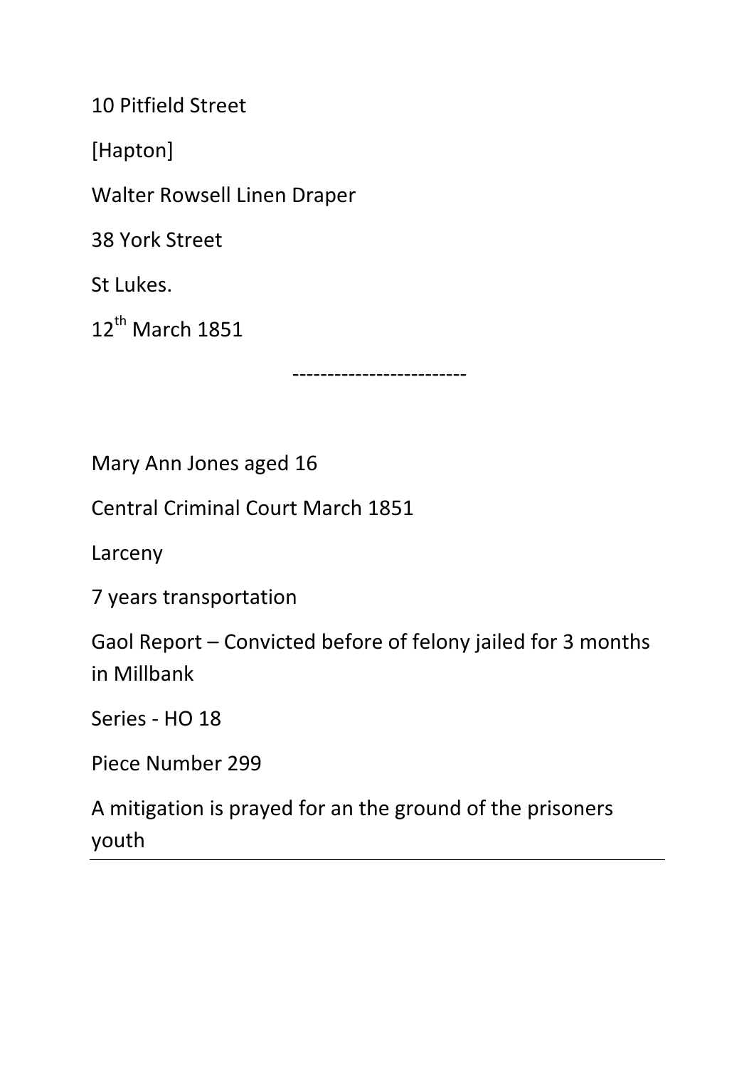10 Pitfield Street

[Hapton]

Walter Rowsell Linen Draper

38 York Street

St Lukes.

12th March 1851

-------------------------

Mary Ann Jones aged 16

Central Criminal Court March 1851

Larceny

7 years transportation

Gaol Report – Convicted before of felony jailed for 3 months in Millbank

Series - HO 18

Piece Number 299

A mitigation is prayed for an the ground of the prisoners youth

---